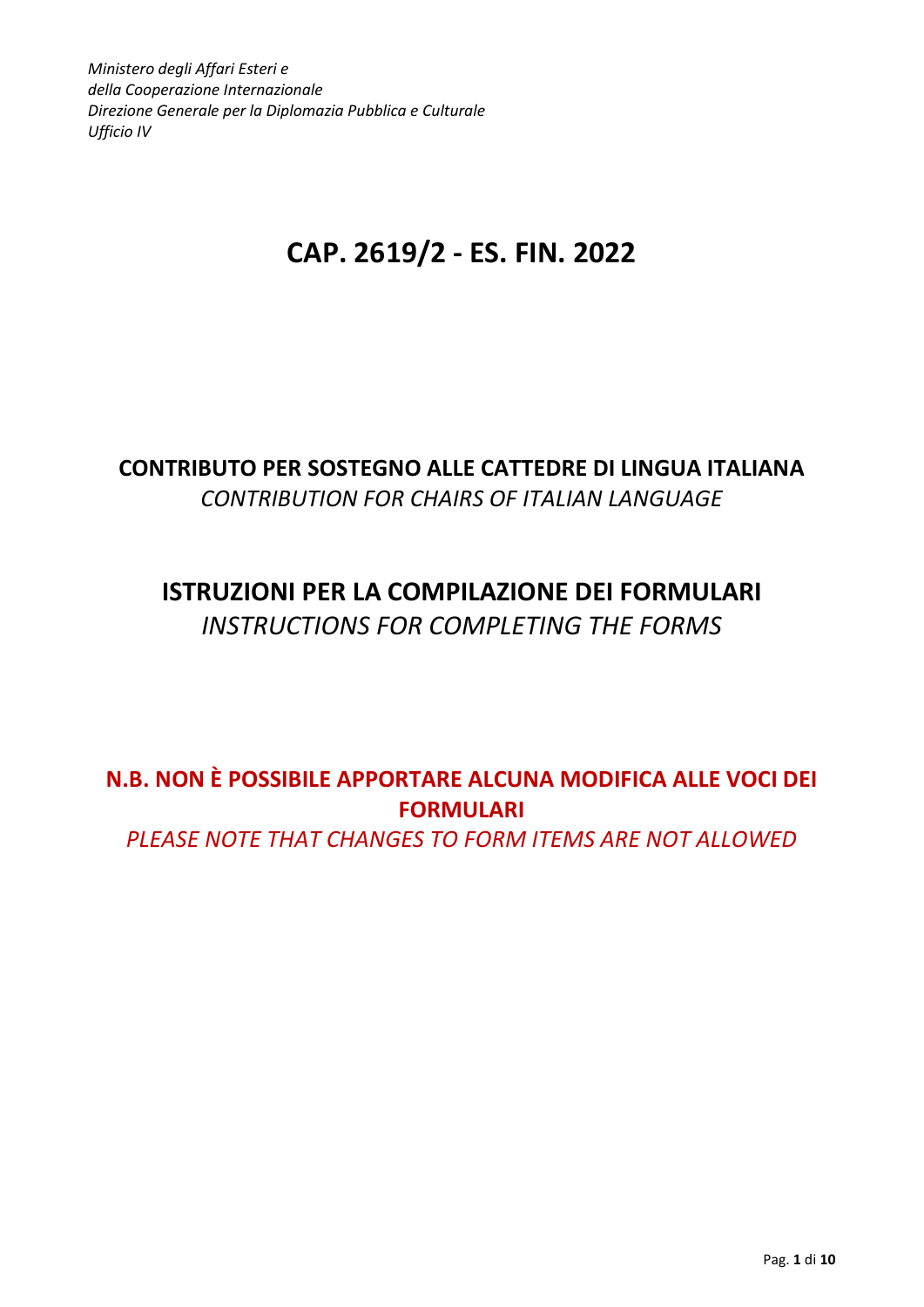*Ministero degli Affari Esteri e*
*della Cooperazione Internazionale*
*Direzione Generale per la Diplomazia Pubblica e Culturale*
*Ufficio IV*

# CAP. 2619/2 - ES. FIN. 2022

## CONTRIBUTO PER SOSTEGNO ALLE CATTEDRE DI LINGUA ITALIANA

*CONTRIBUTION FOR CHAIRS OF ITALIAN LANGUAGE*

## ISTRUZIONI PER LA COMPILAZIONE DEI FORMULARI

*INSTRUCTIONS FOR COMPLETING THE FORMS*

**N.B. NON È POSSIBILE APPORTARE ALCUNA MODIFICA ALLE VOCI DEI FORMULARI**

*PLEASE NOTE THAT CHANGES TO FORM ITEMS ARE NOT ALLOWED*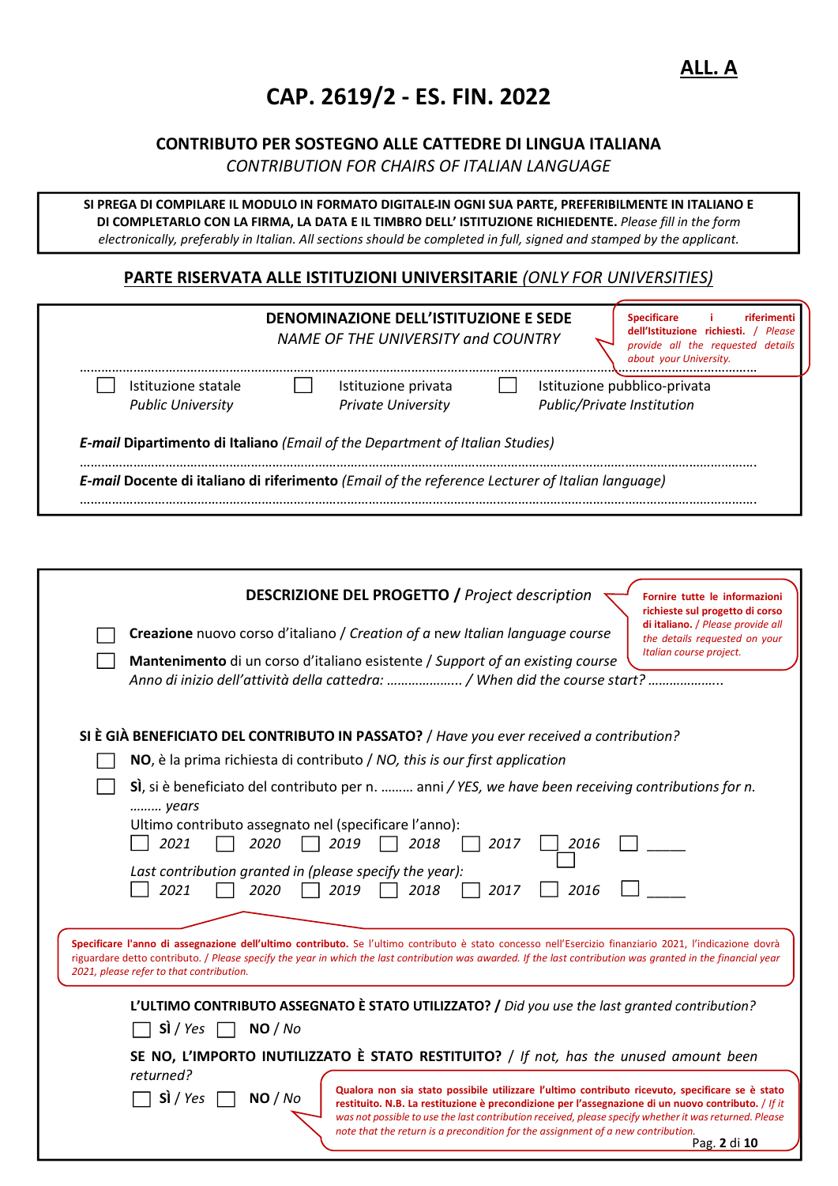**ALL. A**

# CAP. 2619/2 - ES. FIN. 2022

## CONTRIBUTO PER SOSTEGNO ALLE CATTEDRE DI LINGUA ITALIANA

*CONTRIBUTION FOR CHAIRS OF ITALIAN LANGUAGE*

**SI PREGA DI COMPILARE IL MODULO IN FORMATO DIGITALE-IN OGNI SUA PARTE, PREFERIBILMENTE IN ITALIANO E DI COMPLETARLO CON LA FIRMA, LA DATA E IL TIMBRO DELL' ISTITUZIONE RICHIEDENTE.** *Please fill in the form electronically, preferably in Italian. All sections should be completed in full, signed and stamped by the applicant.*

## PARTE RISERVATA ALLE ISTITUZIONI UNIVERSITARIE *(ONLY FOR UNIVERSITIES)*

**DENOMINAZIONE DELL'ISTITUZIONE E SEDE**
*NAME OF THE UNIVERSITY and COUNTRY*

**Specificare i riferimenti dell'Istituzione richiesti.** / *Please provide all the requested details about your University.*

…………………………………………………………………………………………………………………………………………………………

☐ Istituzione statale *Public University* ☐ Istituzione privata *Private University* ☐ Istituzione pubblico-privata *Public/Private Institution*

***E-mail* Dipartimento di Italiano** *(Email of the Department of Italian Studies)*

…………………………………………………………………………………………………………………………………………………………

***E-mail* Docente di italiano di riferimento** *(Email of the reference Lecturer of Italian language)*

…………………………………………………………………………………………………………………………………………………………

**DESCRIZIONE DEL PROGETTO /** *Project description*

**Fornire tutte le informazioni richieste sul progetto di corso di italiano.** / *Please provide all the details requested on your Italian course project.*

☐ **Creazione** nuovo corso d'italiano / *Creation of a new Italian language course*

☐ **Mantenimento** di un corso d'italiano esistente / *Support of an existing course*
*Anno di inizio dell'attività della cattedra: ………………… / When did the course start? ………………..*

**SI È GIÀ BENEFICIATO DEL CONTRIBUTO IN PASSATO?** / *Have you ever received a contribution?*

☐ **NO**, è la prima richiesta di contributo / *NO, this is our first application*

☐ **SÌ**, si è beneficiato del contributo per n. ……… anni / *YES, we have been receiving contributions for n. ……… years*

Ultimo contributo assegnato nel (specificare l'anno):
☐ *2021* ☐ *2020* ☐ *2019* ☐ *2018* ☐ *2017* ☐ *2016* ☐ _____

*Last contribution granted in (please specify the year):*
☐ *2021* ☐ *2020* ☐ *2019* ☐ *2018* ☐ *2017* ☐ *2016* ☐ _____

**Specificare l'anno di assegnazione dell'ultimo contributo.** Se l'ultimo contributo è stato concesso nell'Esercizio finanziario 2021, l'indicazione dovrà riguardare detto contributo. / *Please specify the year in which the last contribution was awarded. If the last contribution was granted in the financial year 2021, please refer to that contribution.*

**L'ULTIMO CONTRIBUTO ASSEGNATO È STATO UTILIZZATO? /** *Did you use the last granted contribution?*

☐ **SÌ** / *Yes* ☐ **NO** / *No*

**SE NO, L'IMPORTO INUTILIZZATO È STATO RESTITUITO?** / *If not, has the unused amount been returned?*

☐ **SÌ** / *Yes* ☐ **NO** / *No*

**Qualora non sia stato possibile utilizzare l'ultimo contributo ricevuto, specificare se è stato restituito. N.B. La restituzione è precondizione per l'assegnazione di un nuovo contributo.** / *If it was not possible to use the last contribution received, please specify whether it was returned. Please note that the return is a precondition for the assignment of a new contribution.*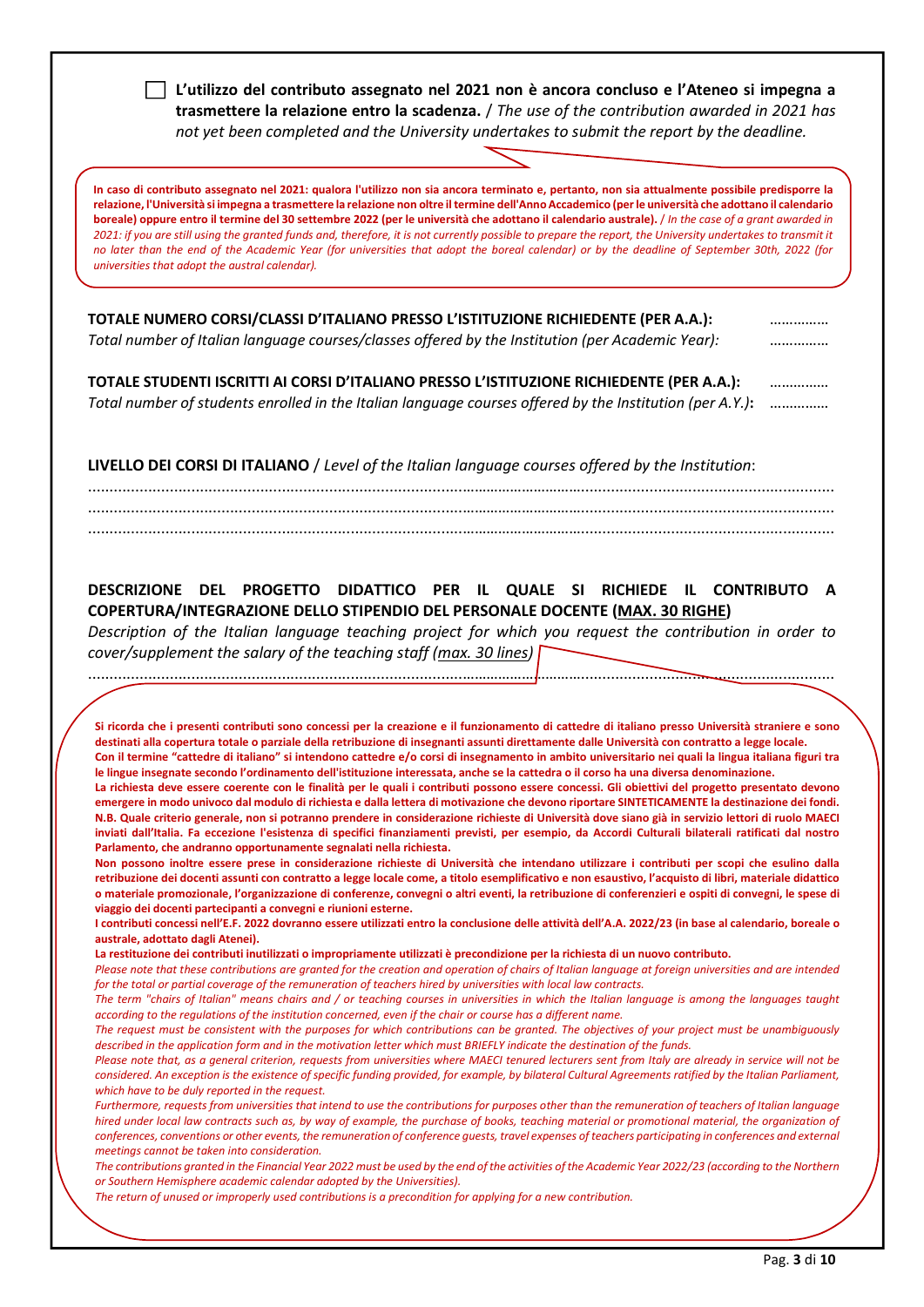☐ **L'utilizzo del contributo assegnato nel 2021 non è ancora concluso e l'Ateneo si impegna a trasmettere la relazione entro la scadenza.** / *The use of the contribution awarded in 2021 has not yet been completed and the University undertakes to submit the report by the deadline.*

> **In caso di contributo assegnato nel 2021: qualora l'utilizzo non sia ancora terminato e, pertanto, non sia attualmente possibile predisporre la relazione, l'Università si impegna a trasmettere la relazione non oltre il termine dell'Anno Accademico (per le università che adottano il calendario boreale) oppure entro il termine del 30 settembre 2022 (per le università che adottano il calendario australe).** / *In the case of a grant awarded in 2021: if you are still using the granted funds and, therefore, it is not currently possible to prepare the report, the University undertakes to transmit it no later than the end of the Academic Year (for universities that adopt the boreal calendar) or by the deadline of September 30th, 2022 (for universities that adopt the austral calendar).*

**TOTALE NUMERO CORSI/CLASSI D'ITALIANO PRESSO L'ISTITUZIONE RICHIEDENTE (PER A.A.):** ……………
*Total number of Italian language courses/classes offered by the Institution (per Academic Year):* ……………

**TOTALE STUDENTI ISCRITTI AI CORSI D'ITALIANO PRESSO L'ISTITUZIONE RICHIEDENTE (PER A.A.):** ……………
*Total number of students enrolled in the Italian language courses offered by the Institution (per A.Y.)***:** ……………

**LIVELLO DEI CORSI DI ITALIANO** / *Level of the Italian language courses offered by the Institution*:

………………………………………………………………………………………………………………………………………
………………………………………………………………………………………………………………………………………
………………………………………………………………………………………………………………………………………

**DESCRIZIONE DEL PROGETTO DIDATTICO PER IL QUALE SI RICHIEDE IL CONTRIBUTO A COPERTURA/INTEGRAZIONE DELLO STIPENDIO DEL PERSONALE DOCENTE (MAX. 30 RIGHE)**
*Description of the Italian language teaching project for which you request the contribution in order to cover/supplement the salary of the teaching staff (max. 30 lines)*

………………………………………………………………………………………………………………………………………

> **Si ricorda che i presenti contributi sono concessi per la creazione e il funzionamento di cattedre di italiano presso Università straniere e sono destinati alla copertura totale o parziale della retribuzione di insegnanti assunti direttamente dalle Università con contratto a legge locale.**
> **Con il termine "cattedre di italiano" si intendono cattedre e/o corsi di insegnamento in ambito universitario nei quali la lingua italiana figuri tra le lingue insegnate secondo l'ordinamento dell'istituzione interessata, anche se la cattedra o il corso ha una diversa denominazione.**
> **La richiesta deve essere coerente con le finalità per le quali i contributi possono essere concessi. Gli obiettivi del progetto presentato devono emergere in modo univoco dal modulo di richiesta e dalla lettera di motivazione che devono riportare SINTETICAMENTE la destinazione dei fondi.**
> **N.B. Quale criterio generale, non si potranno prendere in considerazione richieste di Università dove siano già in servizio lettori di ruolo MAECI inviati dall'Italia. Fa eccezione l'esistenza di specifici finanziamenti previsti, per esempio, da Accordi Culturali bilaterali ratificati dal nostro Parlamento, che andranno opportunamente segnalati nella richiesta.**
> **Non possono inoltre essere prese in considerazione richieste di Università che intendano utilizzare i contributi per scopi che esulino dalla retribuzione dei docenti assunti con contratto a legge locale come, a titolo esemplificativo e non esaustivo, l'acquisto di libri, materiale didattico o materiale promozionale, l'organizzazione di conferenze, convegni o altri eventi, la retribuzione di conferenzieri e ospiti di convegni, le spese di viaggio dei docenti partecipanti a convegni e riunioni esterne.**
> **I contributi concessi nell'E.F. 2022 dovranno essere utilizzati entro la conclusione delle attività dell'A.A. 2022/23 (in base al calendario, boreale o australe, adottato dagli Atenei).**
> **La restituzione dei contributi inutilizzati o impropriamente utilizzati è precondizione per la richiesta di un nuovo contributo.**
> *Please note that these contributions are granted for the creation and operation of chairs of Italian language at foreign universities and are intended for the total or partial coverage of the remuneration of teachers hired by universities with local law contracts.*
> *The term "chairs of Italian" means chairs and / or teaching courses in universities in which the Italian language is among the languages taught according to the regulations of the institution concerned, even if the chair or course has a different name.*
> *The request must be consistent with the purposes for which contributions can be granted. The objectives of your project must be unambiguously described in the application form and in the motivation letter which must BRIEFLY indicate the destination of the funds.*
> *Please note that, as a general criterion, requests from universities where MAECI tenured lecturers sent from Italy are already in service will not be considered. An exception is the existence of specific funding provided, for example, by bilateral Cultural Agreements ratified by the Italian Parliament, which have to be duly reported in the request.*
> *Furthermore, requests from universities that intend to use the contributions for purposes other than the remuneration of teachers of Italian language hired under local law contracts such as, by way of example, the purchase of books, teaching material or promotional material, the organization of conferences, conventions or other events, the remuneration of conference guests, travel expenses of teachers participating in conferences and external meetings cannot be taken into consideration.*
> *The contributions granted in the Financial Year 2022 must be used by the end of the activities of the Academic Year 2022/23 (according to the Northern or Southern Hemisphere academic calendar adopted by the Universities).*
> *The return of unused or improperly used contributions is a precondition for applying for a new contribution.*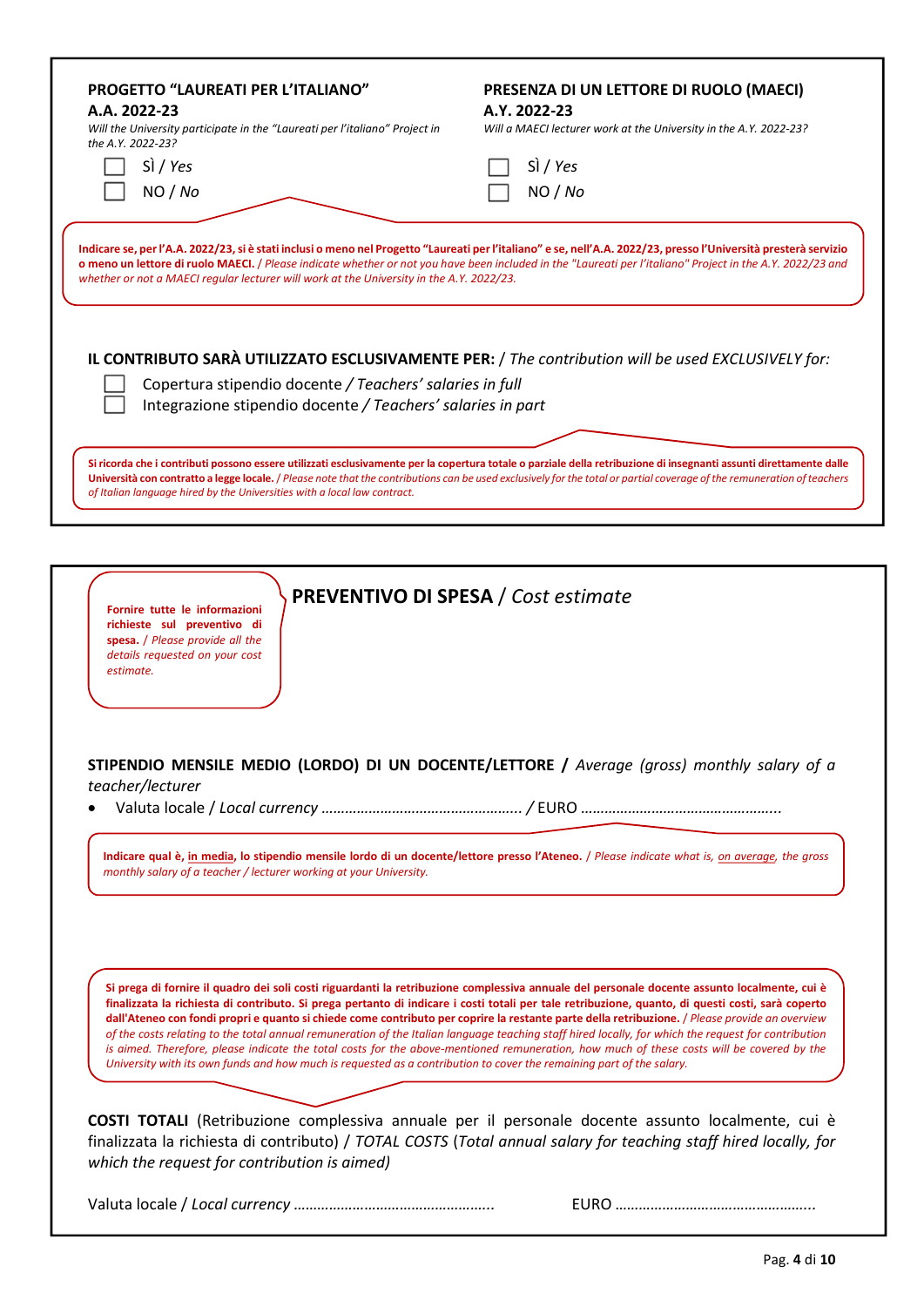**PROGETTO "LAUREATI PER L'ITALIANO" A.A. 2022-23**

*Will the University participate in the "Laureati per l'italiano" Project in the A.Y. 2022-23?*

☐ SÌ / *Yes*

☐ NO / *No*

**PRESENZA DI UN LETTORE DI RUOLO (MAECI) A.Y. 2022-23**

*Will a MAECI lecturer work at the University in the A.Y. 2022-23?*

☐ SÌ / *Yes*

☐ NO / *No*

**Indicare se, per l'A.A. 2022/23, si è stati inclusi o meno nel Progetto "Laureati per l'italiano" e se, nell'A.A. 2022/23, presso l'Università presterà servizio o meno un lettore di ruolo MAECI.** / *Please indicate whether or not you have been included in the "Laureati per l'italiano" Project in the A.Y. 2022/23 and whether or not a MAECI regular lecturer will work at the University in the A.Y. 2022/23.*

**IL CONTRIBUTO SARÀ UTILIZZATO ESCLUSIVAMENTE PER:** / *The contribution will be used EXCLUSIVELY for:*

☐ Copertura stipendio docente / *Teachers' salaries in full*

☐ Integrazione stipendio docente / *Teachers' salaries in part*

**Si ricorda che i contributi possono essere utilizzati esclusivamente per la copertura totale o parziale della retribuzione di insegnanti assunti direttamente dalle Università con contratto a legge locale.** / *Please note that the contributions can be used exclusively for the total or partial coverage of the remuneration of teachers of Italian language hired by the Universities with a local law contract.*

---

**Fornire tutte le informazioni richieste sul preventivo di spesa.** / *Please provide all the details requested on your cost estimate.*

## PREVENTIVO DI SPESA / *Cost estimate*

**STIPENDIO MENSILE MEDIO (LORDO) DI UN DOCENTE/LETTORE /** *Average (gross) monthly salary of a teacher/lecturer*

- Valuta locale / *Local currency* ………………………………………… / EURO …………………………………………..

**Indicare qual è, <u>in media</u>, lo stipendio mensile lordo di un docente/lettore presso l'Ateneo.** / *Please indicate what is, <u>on average</u>, the gross monthly salary of a teacher / lecturer working at your University.*

**Si prega di fornire il quadro dei soli costi riguardanti la retribuzione complessiva annuale del personale docente assunto localmente, cui è finalizzata la richiesta di contributo. Si prega pertanto di indicare i costi totali per tale retribuzione, quanto, di questi costi, sarà coperto dall'Ateneo con fondi propri e quanto si chiede come contributo per coprire la restante parte della retribuzione.** / *Please provide an overview of the costs relating to the total annual remuneration of the Italian language teaching staff hired locally, for which the request for contribution is aimed. Therefore, please indicate the total costs for the above-mentioned remuneration, how much of these costs will be covered by the University with its own funds and how much is requested as a contribution to cover the remaining part of the salary.*

**COSTI TOTALI** (Retribuzione complessiva annuale per il personale docente assunto localmente, cui è finalizzata la richiesta di contributo) / *TOTAL COSTS* (*Total annual salary for teaching staff hired locally, for which the request for contribution is aimed)*

Valuta locale / *Local currency* …………………………………………..   EURO …………………………………………..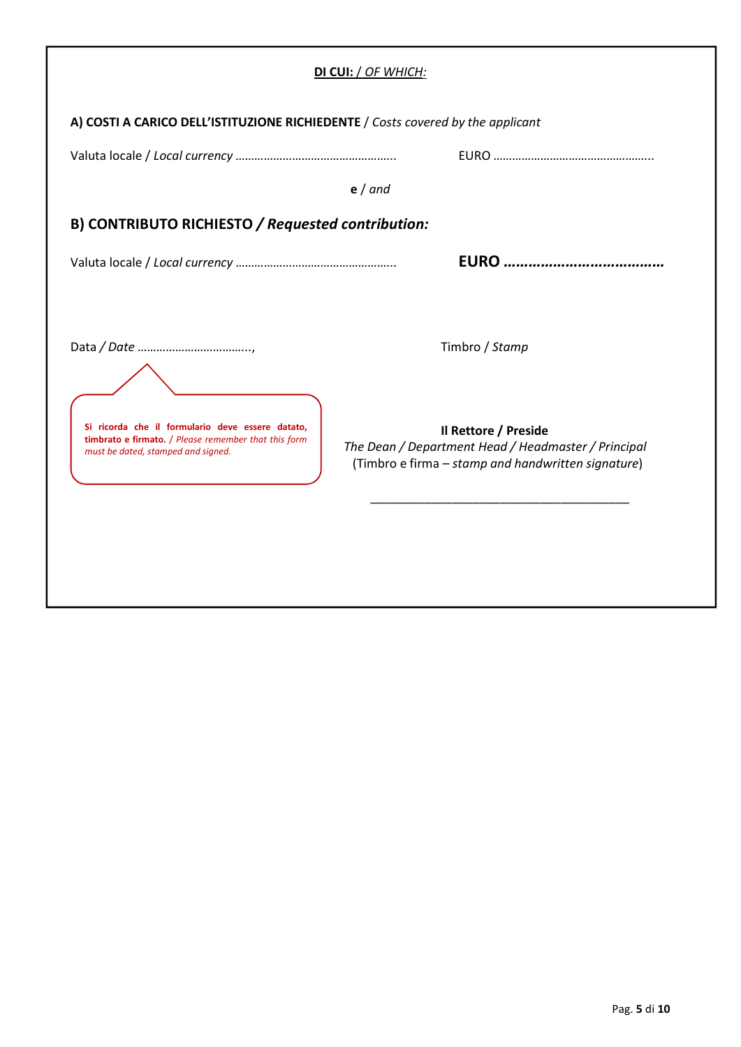**<u>DI CUI:</u>** / *<u>OF WHICH:</u>*

**A) COSTI A CARICO DELL'ISTITUZIONE RICHIEDENTE** / *Costs covered by the applicant*

Valuta locale / *Local currency* ………………………………………….. EURO …………………………………………..

**e** / *and*

**B) CONTRIBUTO RICHIESTO / *Requested contribution:***

Valuta locale / *Local currency* ………………………………………….. **EURO ………………………………**

Data / *Date* ……………………………..,

Timbro / *Stamp*

**Si ricorda che il formulario deve essere datato, timbrato e firmato.** / *Please remember that this form must be dated, stamped and signed.*

**Il Rettore / Preside**
*The Dean / Department Head / Headmaster / Principal*
(Timbro e firma – *stamp and handwritten signature*)

\_\_\_\_\_\_\_\_\_\_\_\_\_\_\_\_\_\_\_\_\_\_\_\_\_\_\_\_\_\_\_\_\_\_\_\_\_\_\_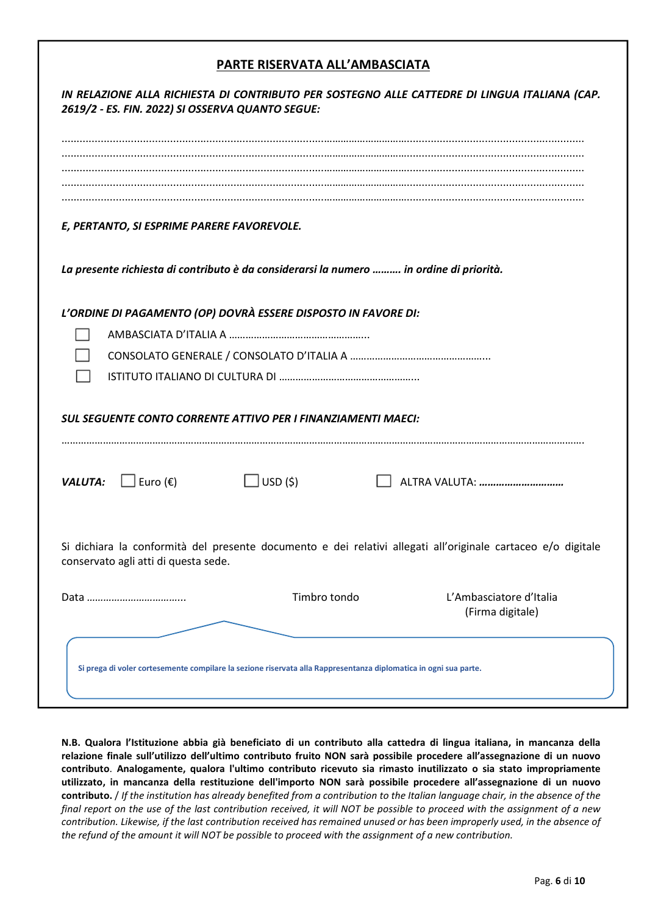## PARTE RISERVATA ALL'AMBASCIATA

***IN RELAZIONE ALLA RICHIESTA DI CONTRIBUTO PER SOSTEGNO ALLE CATTEDRE DI LINGUA ITALIANA (CAP. 2619/2 - ES. FIN. 2022) SI OSSERVA QUANTO SEGUE:***

...........................................................................................................................................................................
...........................................................................................................................................................................
...........................................................................................................................................................................
...........................................................................................................................................................................
...........................................................................................................................................................................

***E, PERTANTO, SI ESPRIME PARERE FAVOREVOLE.***

***La presente richiesta di contributo è da considerarsi la numero ………. in ordine di priorità.***

***L'ORDINE DI PAGAMENTO (OP) DOVRÀ ESSERE DISPOSTO IN FAVORE DI:***

- ☐ AMBASCIATA D'ITALIA A …………………………………………..
- ☐ CONSOLATO GENERALE / CONSOLATO D'ITALIA A …………………………………………..
- ☐ ISTITUTO ITALIANO DI CULTURA DI …………………………………………..

***SUL SEGUENTE CONTO CORRENTE ATTIVO PER I FINANZIAMENTI MAECI:***

…………………………………………………………………………………………………………………………………………………………………….

***VALUTA:*** ☐ Euro (€) ☐ USD ($) ☐ ALTRA VALUTA: ***…………………………***

Si dichiara la conformità del presente documento e dei relativi allegati all'originale cartaceo e/o digitale conservato agli atti di questa sede.

Data ……………………………..   Timbro tondo   L'Ambasciatore d'Italia (Firma digitale)

**Si prega di voler cortesemente compilare la sezione riservata alla Rappresentanza diplomatica in ogni sua parte.**

**N.B. Qualora l'Istituzione abbia già beneficiato di un contributo alla cattedra di lingua italiana, in mancanza della relazione finale sull'utilizzo dell'ultimo contributo fruito NON sarà possibile procedere all'assegnazione di un nuovo contributo. Analogamente, qualora l'ultimo contributo ricevuto sia rimasto inutilizzato o sia stato impropriamente utilizzato, in mancanza della restituzione dell'importo NON sarà possibile procedere all'assegnazione di un nuovo contributo.** / *If the institution has already benefited from a contribution to the Italian language chair, in the absence of the final report on the use of the last contribution received, it will NOT be possible to proceed with the assignment of a new contribution. Likewise, if the last contribution received has remained unused or has been improperly used, in the absence of the refund of the amount it will NOT be possible to proceed with the assignment of a new contribution.*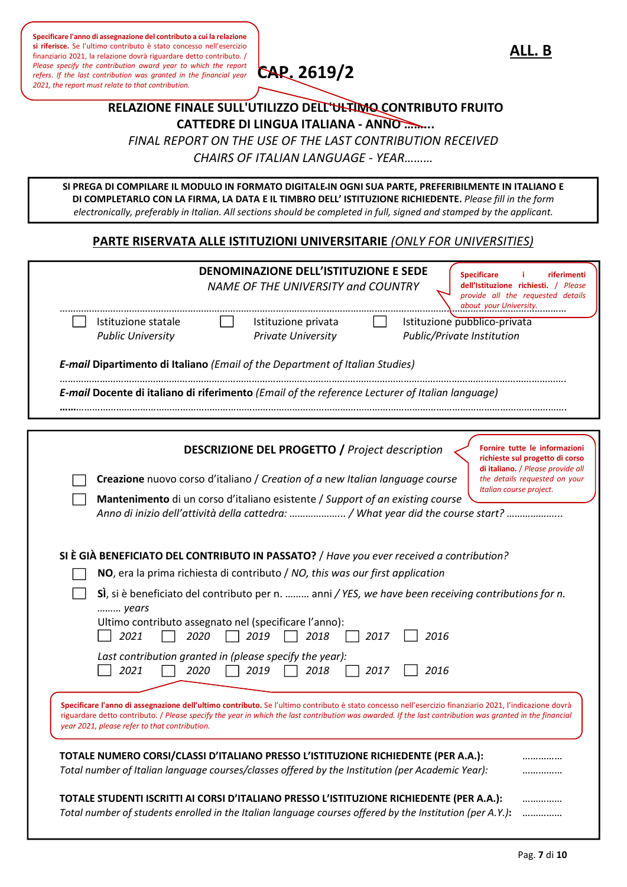Specificare l'anno di assegnazione del contributo a cui la relazione si riferisce. Se l'ultimo contributo è stato concesso nell'esercizio finanziario 2021, la relazione dovrà riguardare detto contributo. / *Please specify the contribution award year to which the report refers. If the last contribution was granted in the financial year 2021, the report must relate to that contribution.*

**ALL. B**

**CAP. 2619/2**

**RELAZIONE FINALE SULL'UTILIZZO DELL'ULTIMO CONTRIBUTO FRUITO**
**CATTEDRE DI LINGUA ITALIANA - ANNO ………**

*FINAL REPORT ON THE USE OF THE LAST CONTRIBUTION RECEIVED*
*CHAIRS OF ITALIAN LANGUAGE - YEAR………*

**SI PREGA DI COMPILARE IL MODULO IN FORMATO DIGITALE-IN OGNI SUA PARTE, PREFERIBILMENTE IN ITALIANO E DI COMPLETARLO CON LA FIRMA, LA DATA E IL TIMBRO DELL' ISTITUZIONE RICHIEDENTE.** *Please fill in the form electronically, preferably in Italian. All sections should be completed in full, signed and stamped by the applicant.*

## PARTE RISERVATA ALLE ISTITUZIONI UNIVERSITARIE *(ONLY FOR UNIVERSITIES)*

**DENOMINAZIONE DELL'ISTITUZIONE E SEDE**
*NAME OF THE UNIVERSITY and COUNTRY*

Specificare i riferimenti dell'Istituzione richiesti. / *Please provide all the requested details about your University.*

……………………………………………………………………………………………………………………………………

☐ Istituzione statale / *Public University*   ☐ Istituzione privata / *Private University*   ☐ Istituzione pubblico-privata / *Public/Private Institution*

***E-mail*** **Dipartimento di Italiano** *(Email of the Department of Italian Studies)*

……………………………………………………………………………………………………………………………………

***E-mail*** **Docente di italiano di riferimento** *(Email of the reference Lecturer of Italian language)*

……………………………………………………………………………………………………………………………………

**DESCRIZIONE DEL PROGETTO /** *Project description*

Fornire tutte le informazioni richieste sul progetto di corso di italiano. / *Please provide all the details requested on your Italian course project.*

☐ **Creazione** nuovo corso d'italiano / *Creation of a new Italian language course*

☐ **Mantenimento** di un corso d'italiano esistente / *Support of an existing course*

*Anno di inizio dell'attività della cattedra: ……………….. / What year did the course start? ………………..*

**SI È GIÀ BENEFICIATO DEL CONTRIBUTO IN PASSATO?** / *Have you ever received a contribution?*

☐ **NO**, era la prima richiesta di contributo / *NO, this was our first application*

☐ **SÌ**, si è beneficiato del contributo per n. ……… anni / *YES, we have been receiving contributions for n. ……… years*

Ultimo contributo assegnato nel (specificare l'anno):
☐ *2021* ☐ *2020* ☐ *2019* ☐ *2018* ☐ *2017* ☐ *2016*

*Last contribution granted in (please specify the year):*
☐ *2021* ☐ *2020* ☐ *2019* ☐ *2018* ☐ *2017* ☐ *2016*

**Specificare l'anno di assegnazione dell'ultimo contributo.** Se l'ultimo contributo è stato concesso nell'esercizio finanziario 2021, l'indicazione dovrà riguardare detto contributo. / *Please specify the year in which the last contribution was awarded. If the last contribution was granted in the financial year 2021, please refer to that contribution.*

**TOTALE NUMERO CORSI/CLASSI D'ITALIANO PRESSO L'ISTITUZIONE RICHIEDENTE (PER A.A.):** ……………
*Total number of Italian language courses/classes offered by the Institution (per Academic Year):* ……………

**TOTALE STUDENTI ISCRITTI AI CORSI D'ITALIANO PRESSO L'ISTITUZIONE RICHIEDENTE (PER A.A.):** ……………
*Total number of students enrolled in the Italian language courses offered by the Institution (per A.Y.)*: ……………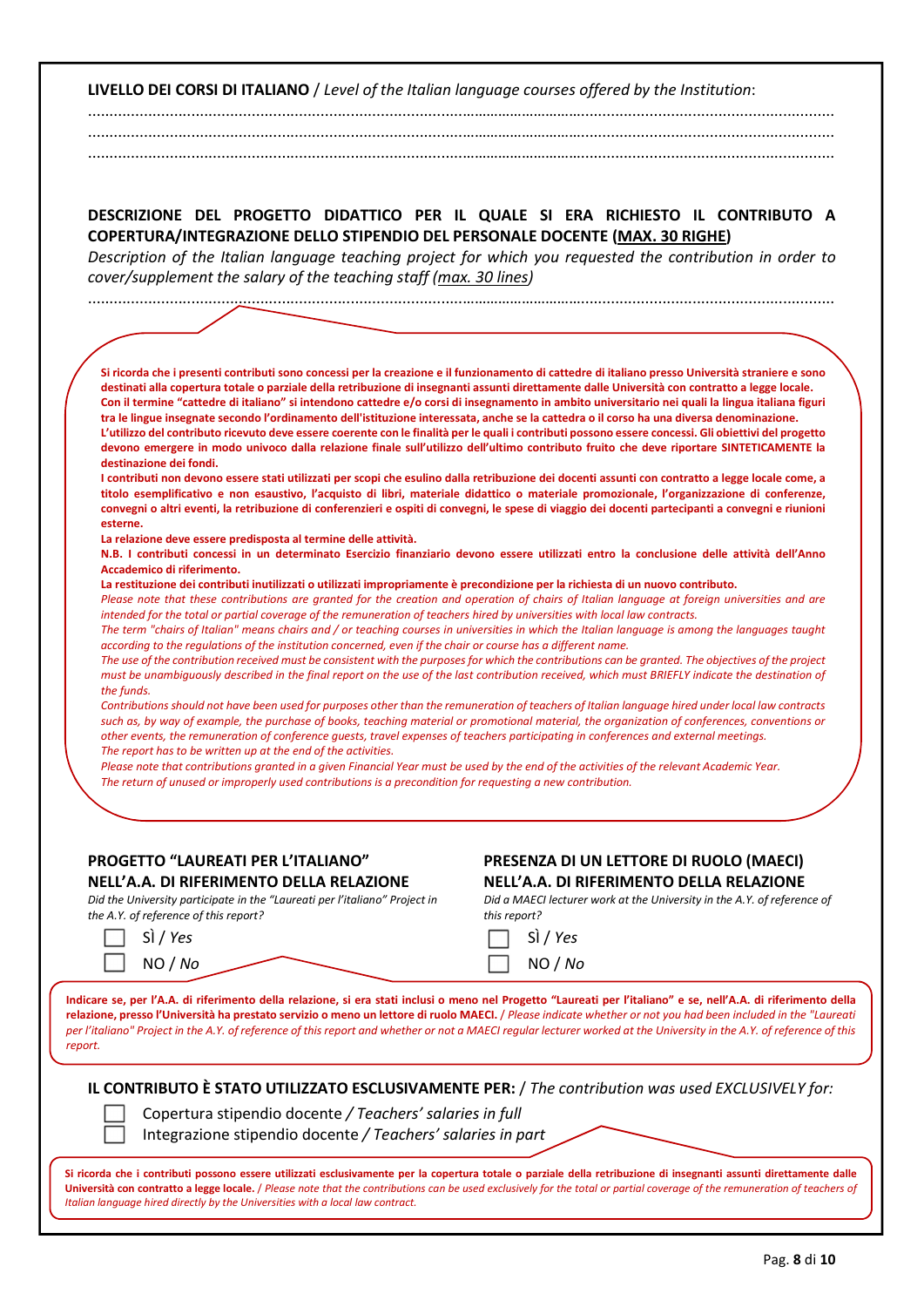**LIVELLO DEI CORSI DI ITALIANO** / *Level of the Italian language courses offered by the Institution*:

.......................................................................................................................................................................

.......................................................................................................................................................................

.......................................................................................................................................................................

**DESCRIZIONE DEL PROGETTO DIDATTICO PER IL QUALE SI ERA RICHIESTO IL CONTRIBUTO A COPERTURA/INTEGRAZIONE DELLO STIPENDIO DEL PERSONALE DOCENTE (MAX. 30 RIGHE)**

*Description of the Italian language teaching project for which you requested the contribution in order to cover/supplement the salary of the teaching staff (max. 30 lines)*

.......................................................................................................................................................................

**Si ricorda che i presenti contributi sono concessi per la creazione e il funzionamento di cattedre di italiano presso Università straniere e sono destinati alla copertura totale o parziale della retribuzione di insegnanti assunti direttamente dalle Università con contratto a legge locale.**

**Con il termine "cattedre di italiano" si intendono cattedre e/o corsi di insegnamento in ambito universitario nei quali la lingua italiana figuri tra le lingue insegnate secondo l'ordinamento dell'istituzione interessata, anche se la cattedra o il corso ha una diversa denominazione.**

**L'utilizzo del contributo ricevuto deve essere coerente con le finalità per le quali i contributi possono essere concessi. Gli obiettivi del progetto devono emergere in modo univoco dalla relazione finale sull'utilizzo dell'ultimo contributo fruito che deve riportare SINTETICAMENTE la destinazione dei fondi.**

**I contributi non devono essere stati utilizzati per scopi che esulino dalla retribuzione dei docenti assunti con contratto a legge locale come, a titolo esemplificativo e non esaustivo, l'acquisto di libri, materiale didattico o materiale promozionale, l'organizzazione di conferenze, convegni o altri eventi, la retribuzione di conferenzieri e ospiti di convegni, le spese di viaggio dei docenti partecipanti a convegni e riunioni esterne.**

**La relazione deve essere predisposta al termine delle attività.**

**N.B. I contributi concessi in un determinato Esercizio finanziario devono essere utilizzati entro la conclusione delle attività dell'Anno Accademico di riferimento.**

**La restituzione dei contributi inutilizzati o utilizzati impropriamente è precondizione per la richiesta di un nuovo contributo.**

*Please note that these contributions are granted for the creation and operation of chairs of Italian language at foreign universities and are intended for the total or partial coverage of the remuneration of teachers hired by universities with local law contracts.*

*The term "chairs of Italian" means chairs and / or teaching courses in universities in which the Italian language is among the languages taught according to the regulations of the institution concerned, even if the chair or course has a different name.*

*The use of the contribution received must be consistent with the purposes for which the contributions can be granted. The objectives of the project must be unambiguously described in the final report on the use of the last contribution received, which must BRIEFLY indicate the destination of the funds.*

*Contributions should not have been used for purposes other than the remuneration of teachers of Italian language hired under local law contracts such as, by way of example, the purchase of books, teaching material or promotional material, the organization of conferences, conventions or other events, the remuneration of conference guests, travel expenses of teachers participating in conferences and external meetings.*

*The report has to be written up at the end of the activities.*

*Please note that contributions granted in a given Financial Year must be used by the end of the activities of the relevant Academic Year.*

*The return of unused or improperly used contributions is a precondition for requesting a new contribution.*

**PROGETTO "LAUREATI PER L'ITALIANO" NELL'A.A. DI RIFERIMENTO DELLA RELAZIONE**

*Did the University participate in the "Laureati per l'italiano" Project in the A.Y. of reference of this report?*

- ☐ SÌ / *Yes*
- ☐ NO / *No*

**PRESENZA DI UN LETTORE DI RUOLO (MAECI) NELL'A.A. DI RIFERIMENTO DELLA RELAZIONE**

*Did a MAECI lecturer work at the University in the A.Y. of reference of this report?*

- ☐ SÌ / *Yes*
- ☐ NO / *No*

**Indicare se, per l'A.A. di riferimento della relazione, si era stati inclusi o meno nel Progetto "Laureati per l'italiano" e se, nell'A.A. di riferimento della relazione, presso l'Università ha prestato servizio o meno un lettore di ruolo MAECI.** / *Please indicate whether or not you had been included in the "Laureati per l'italiano" Project in the A.Y. of reference of this report and whether or not a MAECI regular lecturer worked at the University in the A.Y. of reference of this report.*

**IL CONTRIBUTO È STATO UTILIZZATO ESCLUSIVAMENTE PER:** / *The contribution was used EXCLUSIVELY for:*

- ☐ Copertura stipendio docente / *Teachers' salaries in full*
- ☐ Integrazione stipendio docente / *Teachers' salaries in part*

**Si ricorda che i contributi possono essere utilizzati esclusivamente per la copertura totale o parziale della retribuzione di insegnanti assunti direttamente dalle Università con contratto a legge locale.** / *Please note that the contributions can be used exclusively for the total or partial coverage of the remuneration of teachers of Italian language hired directly by the Universities with a local law contract.*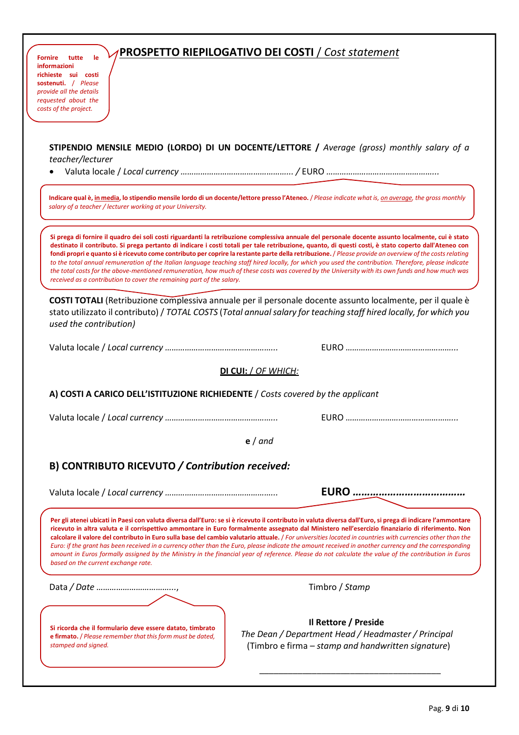**Fornire tutte le informazioni richieste sui costi sostenuti.** / *Please provide all the details requested about the costs of the project.*

# PROSPETTO RIEPILOGATIVO DEI COSTI / *Cost statement*

**STIPENDIO MENSILE MEDIO (LORDO) DI UN DOCENTE/LETTORE /** *Average (gross) monthly salary of a teacher/lecturer*

- Valuta locale / *Local currency* …………………………………………… / EURO ……………………………………………

**Indicare qual è, in media, lo stipendio mensile lordo di un docente/lettore presso l'Ateneo.** / *Please indicate what is, on average, the gross monthly salary of a teacher / lecturer working at your University.*

**Si prega di fornire il quadro dei soli costi riguardanti la retribuzione complessiva annuale del personale docente assunto localmente, cui è stato destinato il contributo. Si prega pertanto di indicare i costi totali per tale retribuzione, quanto, di questi costi, è stato coperto dall'Ateneo con fondi propri e quanto si è ricevuto come contributo per coprire la restante parte della retribuzione.** / *Please provide an overview of the costs relating to the total annual remuneration of the Italian language teaching staff hired locally, for which you used the contribution. Therefore, please indicate the total costs for the above-mentioned remuneration, how much of these costs was covered by the University with its own funds and how much was received as a contribution to cover the remaining part of the salary.*

**COSTI TOTALI** (Retribuzione complessiva annuale per il personale docente assunto localmente, per il quale è stato utilizzato il contributo) / *TOTAL COSTS* (*Total annual salary for teaching staff hired locally, for which you used the contribution*)

Valuta locale / *Local currency* ……………………………………………     EURO ……………………………………………

**DI CUI:** / *OF WHICH:*

**A) COSTI A CARICO DELL'ISTITUZIONE RICHIEDENTE** / *Costs covered by the applicant*

Valuta locale / *Local currency* ……………………………………………     EURO ……………………………………………

**e** / *and*

## B) CONTRIBUTO RICEVUTO / *Contribution received:*

Valuta locale / *Local currency* ……………………………………………     **EURO ………………………………**

**Per gli atenei ubicati in Paesi con valuta diversa dall'Euro: se si è ricevuto il contributo in valuta diversa dall'Euro, si prega di indicare l'ammontare ricevuto in altra valuta e il corrispettivo ammontare in Euro formalmente assegnato dal Ministero nell'esercizio finanziario di riferimento. Non calcolare il valore del contributo in Euro sulla base del cambio valutario attuale.** / *For universities located in countries with currencies other than the Euro: if the grant has been received in a currency other than the Euro, please indicate the amount received in another currency and the corresponding amount in Euros formally assigned by the Ministry in the financial year of reference. Please do not calculate the value of the contribution in Euros based on the current exchange rate.*

Data / *Date* ……………………………..,

Timbro / *Stamp*

**Si ricorda che il formulario deve essere datato, timbrato e firmato.** / *Please remember that this form must be dated, stamped and signed.*

**Il Rettore / Preside**
*The Dean / Department Head / Headmaster / Principal*
(Timbro e firma – *stamp and handwritten signature*)

\_\_\_\_\_\_\_\_\_\_\_\_\_\_\_\_\_\_\_\_\_\_\_\_\_\_\_\_\_\_\_\_\_\_\_\_\_\_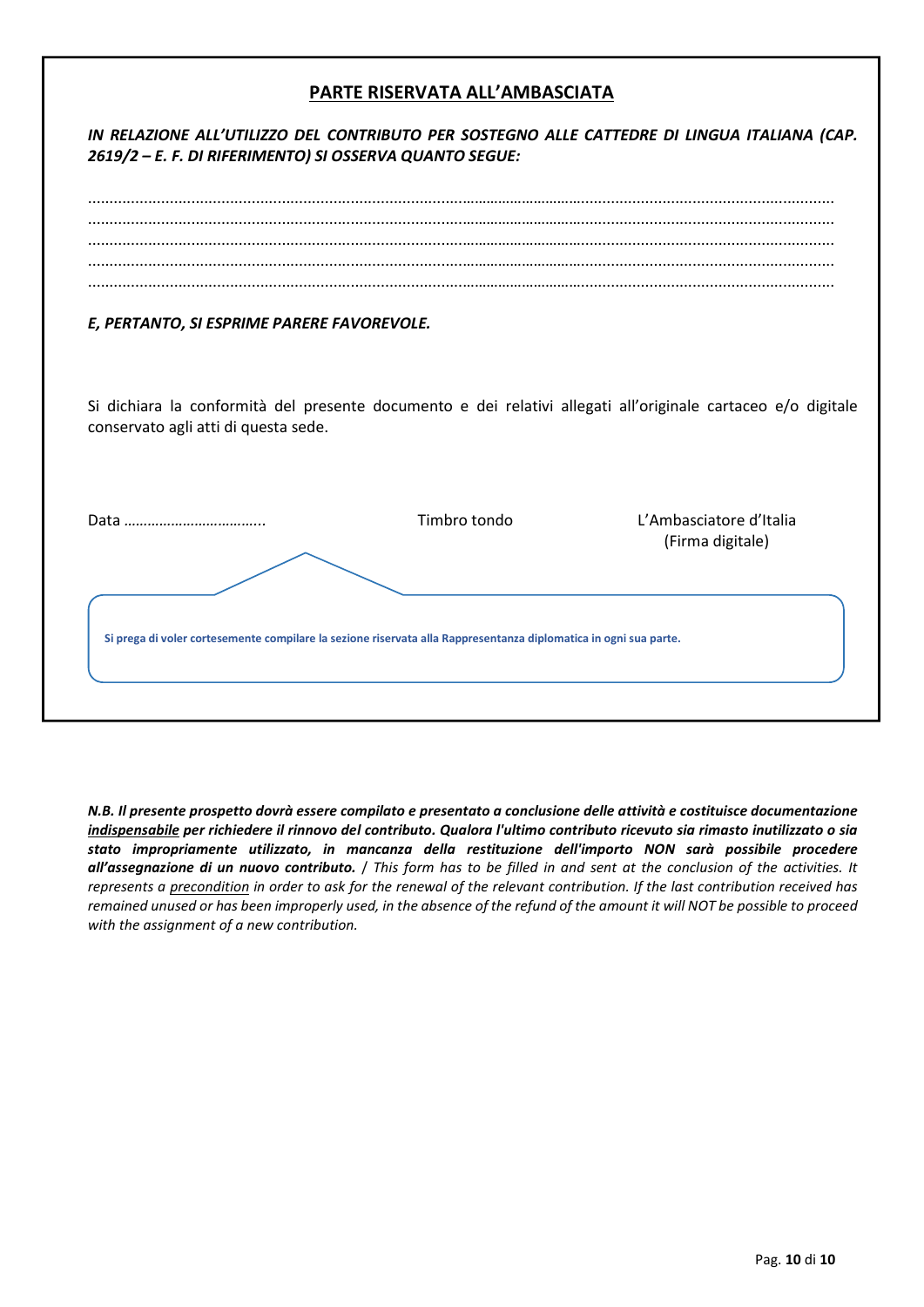## PARTE RISERVATA ALL'AMBASCIATA

***IN RELAZIONE ALL'UTILIZZO DEL CONTRIBUTO PER SOSTEGNO ALLE CATTEDRE DI LINGUA ITALIANA (CAP. 2619/2 – E. F. DI RIFERIMENTO) SI OSSERVA QUANTO SEGUE:***

.................................................................................................................................................................
.................................................................................................................................................................
.................................................................................................................................................................
.................................................................................................................................................................
.................................................................................................................................................................

***E, PERTANTO, SI ESPRIME PARERE FAVOREVOLE.***

Si dichiara la conformità del presente documento e dei relativi allegati all'originale cartaceo e/o digitale conservato agli atti di questa sede.

Data ……………………………..

Timbro tondo

L'Ambasciatore d'Italia
(Firma digitale)

**Si prega di voler cortesemente compilare la sezione riservata alla Rappresentanza diplomatica in ogni sua parte.**

***N.B. Il presente prospetto dovrà essere compilato e presentato a conclusione delle attività e costituisce documentazione indispensabile per richiedere il rinnovo del contributo. Qualora l'ultimo contributo ricevuto sia rimasto inutilizzato o sia stato impropriamente utilizzato, in mancanza della restituzione dell'importo NON sarà possibile procedere all'assegnazione di un nuovo contributo.*** / *This form has to be filled in and sent at the conclusion of the activities. It represents a precondition in order to ask for the renewal of the relevant contribution. If the last contribution received has remained unused or has been improperly used, in the absence of the refund of the amount it will NOT be possible to proceed with the assignment of a new contribution.*